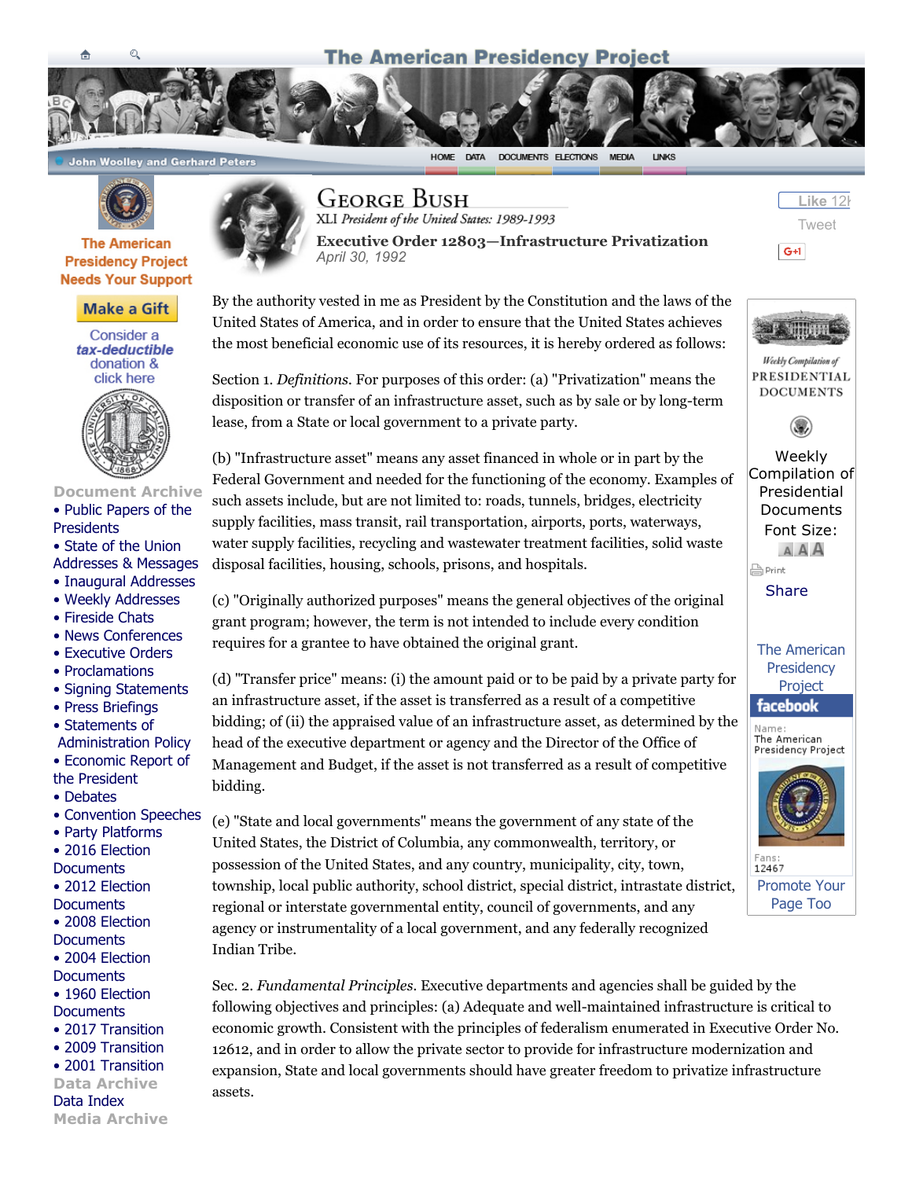# George Bush

XLI *President of the United States: 1989-1993*

## Executive Order 12803—Infrastructure Privatization

April 30, 1992

By the authority vested in me as President by the Constitution and the laws of the United States of America, and in order to ensure that the United States achieves the most beneficial economic use of its resources, it is hereby ordered as follows:

Section 1. *Definitions*. For purposes of this order: (a) "Privatization" means the disposition or transfer of an infrastructure asset, such as by sale or by long-term lease, from a State or local government to a private party.

(b) "Infrastructure asset" means any asset financed in whole or in part by the Federal Government and needed for the functioning of the economy. Examples of such assets include, but are not limited to: roads, tunnels, bridges, electricity supply facilities, mass transit, rail transportation, airports, ports, waterways, water supply facilities, recycling and wastewater treatment facilities, solid waste disposal facilities, housing, schools, prisons, and hospitals.

(c) "Originally authorized purposes" means the general objectives of the original grant program; however, the term is not intended to include every condition requires for a grantee to have obtained the original grant.

(d) "Transfer price" means: (i) the amount paid or to be paid by a private party for an infrastructure asset, if the asset is transferred as a result of a competitive bidding; of (ii) the appraised value of an infrastructure asset, as determined by the head of the executive department or agency and the Director of the Office of Management and Budget, if the asset is not transferred as a result of competitive bidding.

(e) "State and local governments" means the government of any state of the United States, the District of Columbia, any commonwealth, territory, or possession of the United States, and any country, municipality, city, town, township, local public authority, school district, special district, intrastate district, regional or interstate governmental entity, council of governments, and any agency or instrumentality of a local government, and any federally recognized Indian Tribe.

Sec. 2. *Fundamental Principles*. Executive departments and agencies shall be guided by the following objectives and principles: (a) Adequate and well-maintained infrastructure is critical to economic growth. Consistent with the principles of federalism enumerated in Executive Order No. 12612, and in order to allow the private sector to provide for infrastructure modernization and expansion, State and local governments should have greater freedom to privatize infrastructure assets.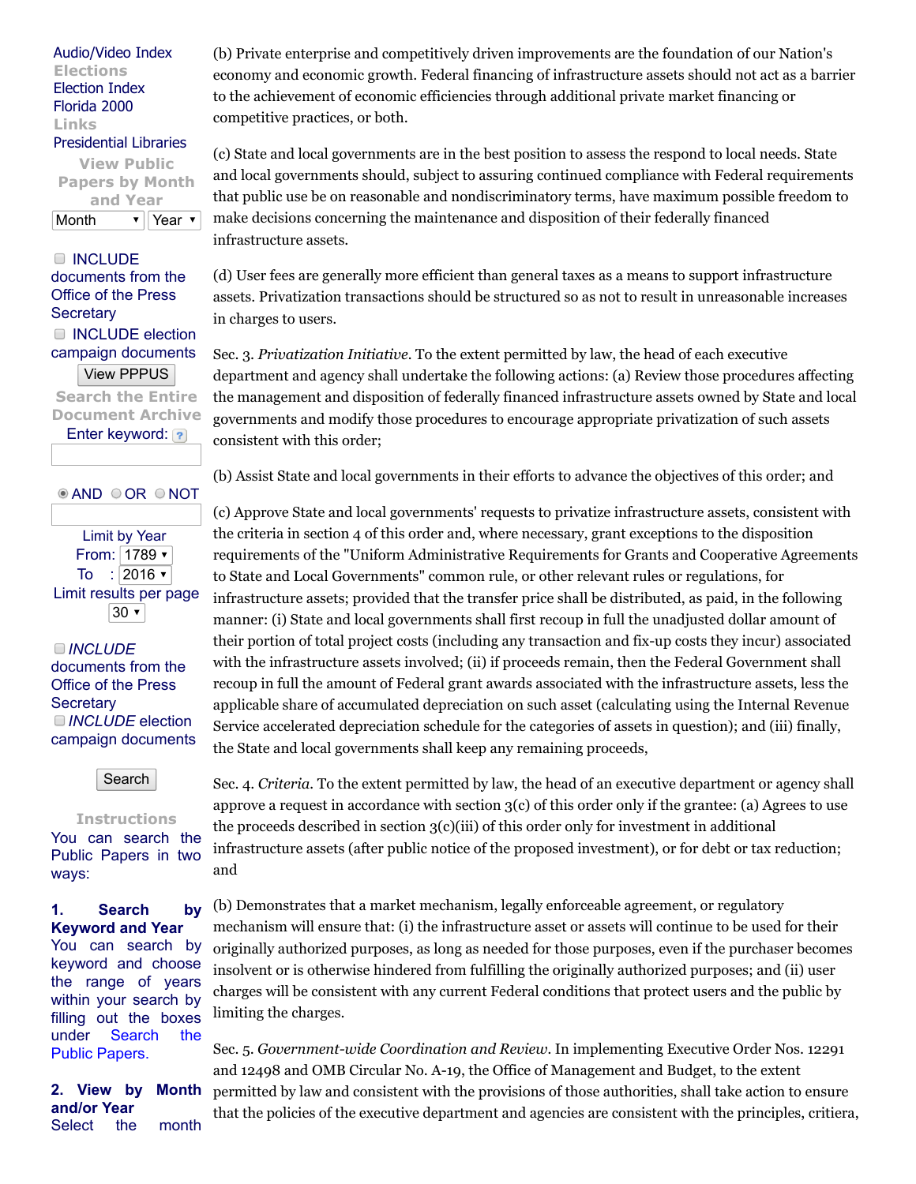(b) Private enterprise and competitively driven improvements are the foundation of our Nation's economy and economic growth. Federal financing of infrastructure assets should not act as a barrier to the achievement of economic efficiencies through additional private market financing or competitive practices, or both.

(c) State and local governments are in the best position to assess the respond to local needs. State and local governments should, subject to assuring continued compliance with Federal requirements that public use be on reasonable and nondiscriminatory terms, have maximum possible freedom to make decisions concerning the maintenance and disposition of their federally financed infrastructure assets.

(d) User fees are generally more efficient than general taxes as a means to support infrastructure assets. Privatization transactions should be structured so as not to result in unreasonable increases in charges to users.

Sec. 3. *Privatization Initiative*. To the extent permitted by law, the head of each executive department and agency shall undertake the following actions: (a) Review those procedures affecting the management and disposition of federally financed infrastructure assets owned by State and local governments and modify those procedures to encourage appropriate privatization of such assets consistent with this order;

(b) Assist State and local governments in their efforts to advance the objectives of this order; and

(c) Approve State and local governments' requests to privatize infrastructure assets, consistent with the criteria in section 4 of this order and, where necessary, grant exceptions to the disposition requirements of the "Uniform Administrative Requirements for Grants and Cooperative Agreements to State and Local Governments" common rule, or other relevant rules or regulations, for infrastructure assets; provided that the transfer price shall be distributed, as paid, in the following manner: (i) State and local governments shall first recoup in full the unadjusted dollar amount of their portion of total project costs (including any transaction and fix-up costs they incur) associated with the infrastructure assets involved; (ii) if proceeds remain, then the Federal Government shall recoup in full the amount of Federal grant awards associated with the infrastructure assets, less the applicable share of accumulated depreciation on such asset (calculating using the Internal Revenue Service accelerated depreciation schedule for the categories of assets in question); and (iii) finally, the State and local governments shall keep any remaining proceeds,

Sec. 4. *Criteria*. To the extent permitted by law, the head of an executive department or agency shall approve a request in accordance with section 3(c) of this order only if the grantee: (a) Agrees to use the proceeds described in section 3(c)(iii) of this order only for investment in additional infrastructure assets (after public notice of the proposed investment), or for debt or tax reduction; and

(b) Demonstrates that a market mechanism, legally enforceable agreement, or regulatory mechanism will ensure that: (i) the infrastructure asset or assets will continue to be used for their originally authorized purposes, as long as needed for those purposes, even if the purchaser becomes insolvent or is otherwise hindered from fulfilling the originally authorized purposes; and (ii) user charges will be consistent with any current Federal conditions that protect users and the public by limiting the charges.

Sec. 5. *Government-wide Coordination and Review*. In implementing Executive Order Nos. 12291 and 12498 and OMB Circular No. A-19, the Office of Management and Budget, to the extent permitted by law and consistent with the provisions of those authorities, shall take action to ensure that the policies of the executive department and agencies are consistent with the principles, critiera,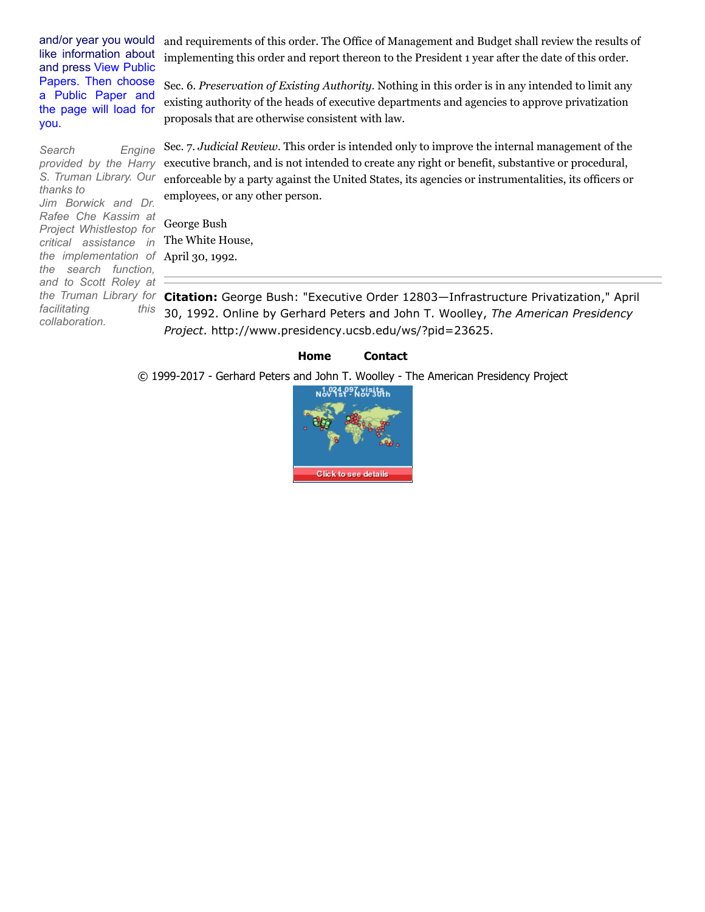and/or year you would like information about and press View Public Papers. Then choose a Public Paper and the page will load for you.

*Search Engine provided by the Harry S. Truman Library. Our thanks to Jim Borwick and Dr. Rafee Che Kassim at Project Whistlestop for critical assistance in the implementation of the search function, and to Scott Roley at the Truman Library for facilitating this collaboration.*

and requirements of this order. The Office of Management and Budget shall review the results of implementing this order and report thereon to the President 1 year after the date of this order.

Sec. 6. *Preservation of Existing Authority*. Nothing in this order is in any intended to limit any existing authority of the heads of executive departments and agencies to approve privatization proposals that are otherwise consistent with law.

Sec. 7. *Judicial Review*. This order is intended only to improve the internal management of the executive branch, and is not intended to create any right or benefit, substantive or procedural, enforceable by a party against the United States, its agencies or instrumentalities, its officers or employees, or any other person.

George Bush
The White House,
April 30, 1992.

---

**Citation:** George Bush: "Executive Order 12803—Infrastructure Privatization," April 30, 1992. Online by Gerhard Peters and John T. Woolley, *The American Presidency Project*. http://www.presidency.ucsb.edu/ws/?pid=23625.

**Home** **Contact**

© 1999-2017 - Gerhard Peters and John T. Woolley - The American Presidency Project